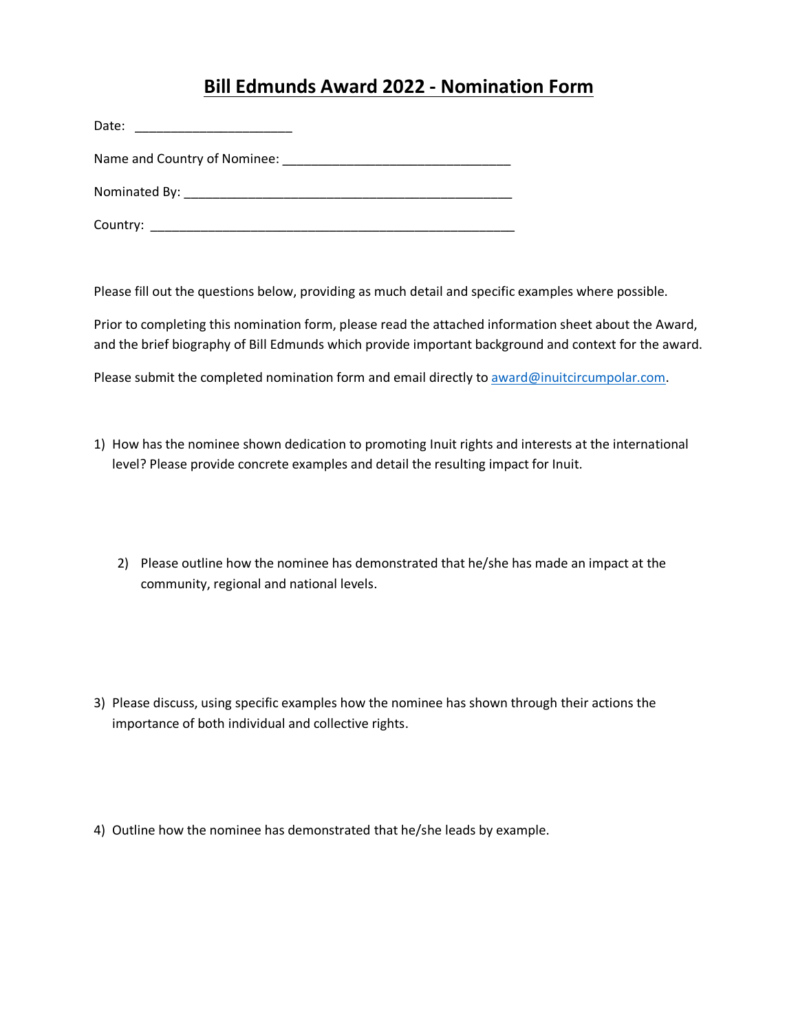# Bill Edmunds Award 2022 - Nomination Form

Date: ______________________

Name and Country of Nominee: ________________________________

Nominated By: ______________________________________________

Country: ___________________________________________________

Please fill out the questions below, providing as much detail and specific examples where possible.

Prior to completing this nomination form, please read the attached information sheet about the Award, and the brief biography of Bill Edmunds which provide important background and context for the award.

Please submit the completed nomination form and email directly to [award@inuitcircumpolar.com](mailto:award@inuitcircumpolar.com).

1) How has the nominee shown dedication to promoting Inuit rights and interests at the international level? Please provide concrete examples and detail the resulting impact for Inuit.

2) Please outline how the nominee has demonstrated that he/she has made an impact at the community, regional and national levels.

3) Please discuss, using specific examples how the nominee has shown through their actions the importance of both individual and collective rights.

4) Outline how the nominee has demonstrated that he/she leads by example.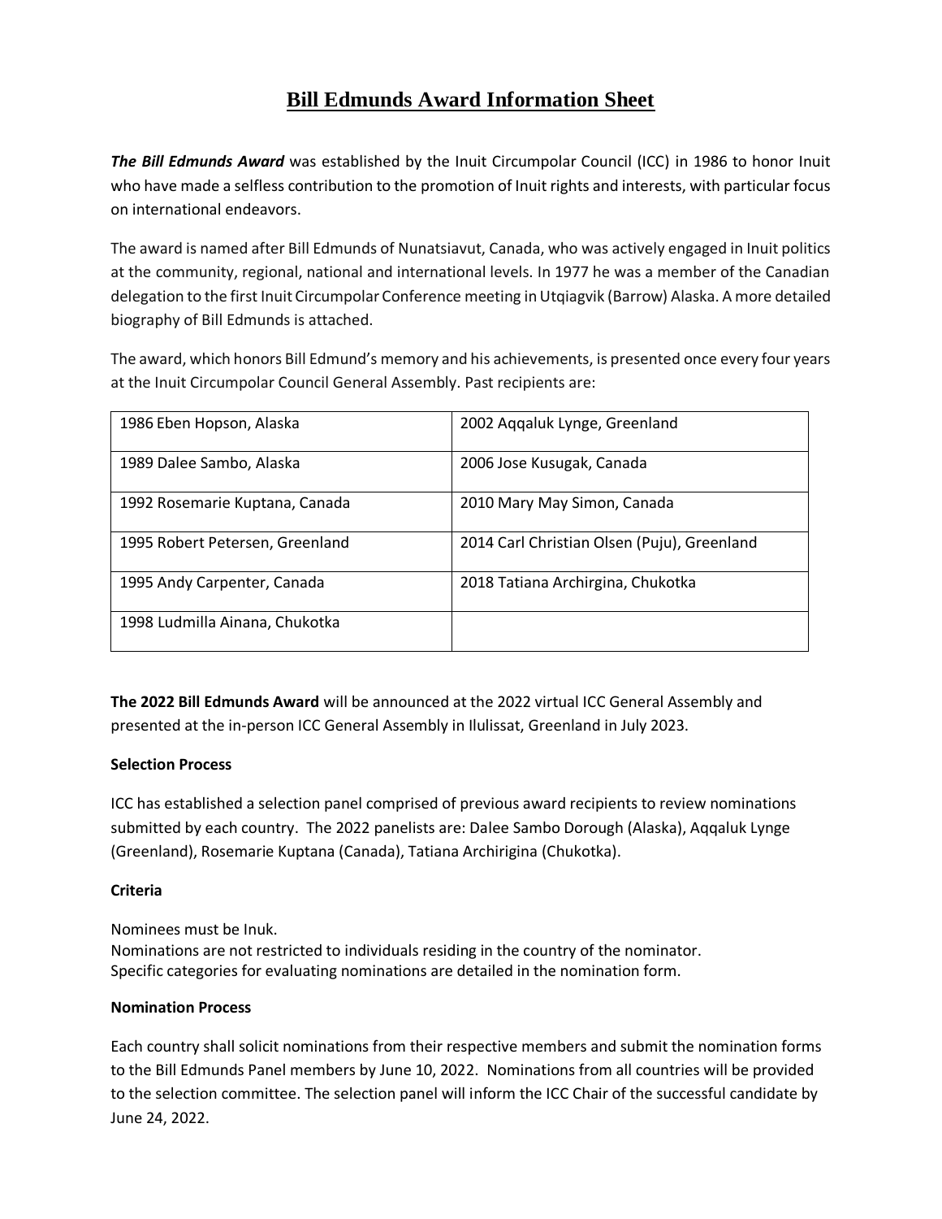# Bill Edmunds Award Information Sheet

***The Bill Edmunds Award*** was established by the Inuit Circumpolar Council (ICC) in 1986 to honor Inuit who have made a selfless contribution to the promotion of Inuit rights and interests, with particular focus on international endeavors.

The award is named after Bill Edmunds of Nunatsiavut, Canada, who was actively engaged in Inuit politics at the community, regional, national and international levels. In 1977 he was a member of the Canadian delegation to the first Inuit Circumpolar Conference meeting in Utqiagvik (Barrow) Alaska. A more detailed biography of Bill Edmunds is attached.

The award, which honors Bill Edmund's memory and his achievements, is presented once every four years at the Inuit Circumpolar Council General Assembly. Past recipients are:

| | |
|---|---|
| 1986 Eben Hopson, Alaska | 2002 Aqqaluk Lynge, Greenland |
| 1989 Dalee Sambo, Alaska | 2006 Jose Kusugak, Canada |
| 1992 Rosemarie Kuptana, Canada | 2010 Mary May Simon, Canada |
| 1995 Robert Petersen, Greenland | 2014 Carl Christian Olsen (Puju), Greenland |
| 1995 Andy Carpenter, Canada | 2018 Tatiana Archirgina, Chukotka |
| 1998 Ludmilla Ainana, Chukotka | |

**The 2022 Bill Edmunds Award** will be announced at the 2022 virtual ICC General Assembly and presented at the in-person ICC General Assembly in Ilulissat, Greenland in July 2023.

**Selection Process**

ICC has established a selection panel comprised of previous award recipients to review nominations submitted by each country. The 2022 panelists are: Dalee Sambo Dorough (Alaska), Aqqaluk Lynge (Greenland), Rosemarie Kuptana (Canada), Tatiana Archirigina (Chukotka).

**Criteria**

Nominees must be Inuk.
Nominations are not restricted to individuals residing in the country of the nominator.
Specific categories for evaluating nominations are detailed in the nomination form.

**Nomination Process**

Each country shall solicit nominations from their respective members and submit the nomination forms to the Bill Edmunds Panel members by June 10, 2022. Nominations from all countries will be provided to the selection committee. The selection panel will inform the ICC Chair of the successful candidate by June 24, 2022.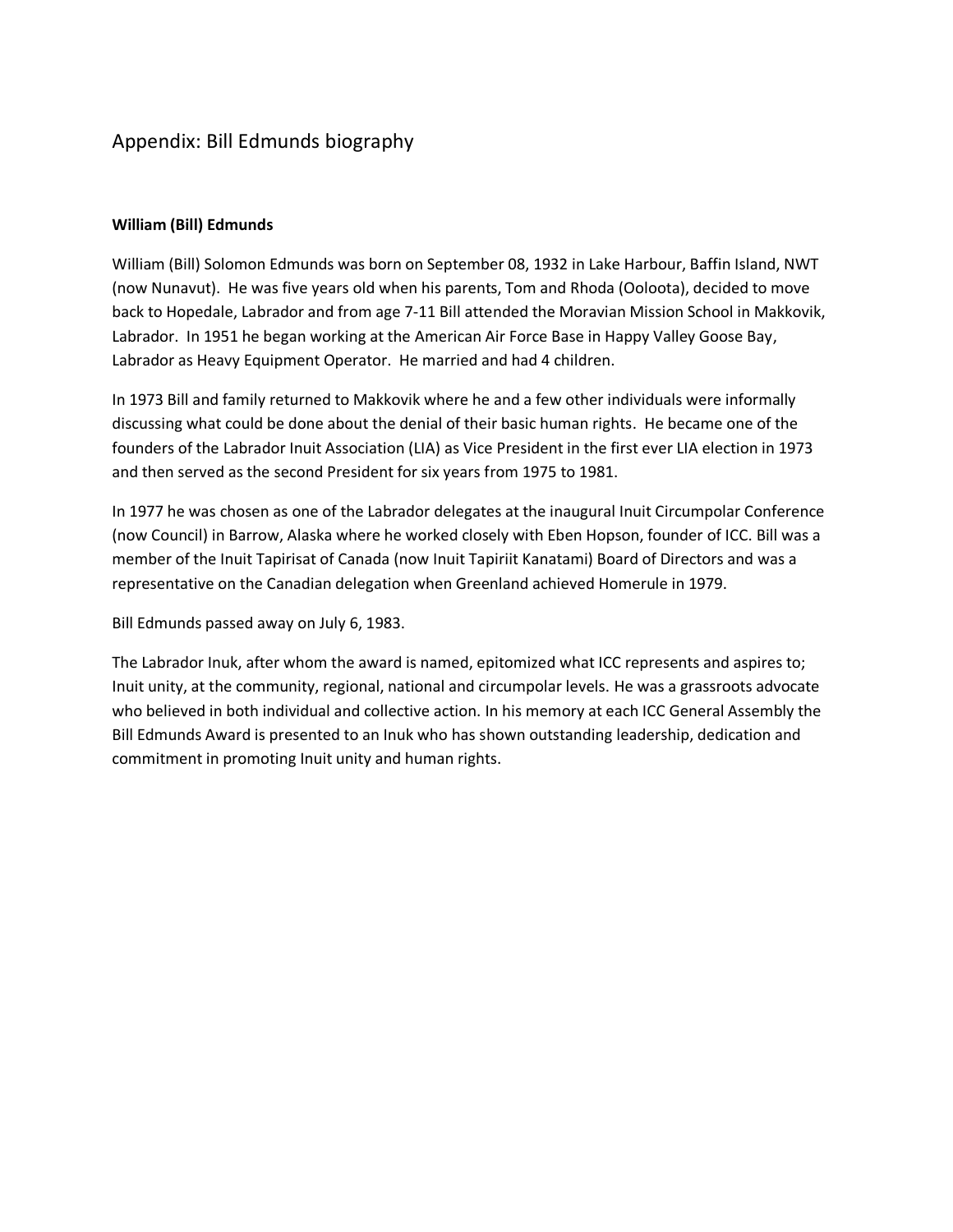## Appendix: Bill Edmunds biography

**William (Bill) Edmunds**

William (Bill) Solomon Edmunds was born on September 08, 1932 in Lake Harbour, Baffin Island, NWT (now Nunavut). He was five years old when his parents, Tom and Rhoda (Ooloota), decided to move back to Hopedale, Labrador and from age 7-11 Bill attended the Moravian Mission School in Makkovik, Labrador. In 1951 he began working at the American Air Force Base in Happy Valley Goose Bay, Labrador as Heavy Equipment Operator. He married and had 4 children.

In 1973 Bill and family returned to Makkovik where he and a few other individuals were informally discussing what could be done about the denial of their basic human rights. He became one of the founders of the Labrador Inuit Association (LIA) as Vice President in the first ever LIA election in 1973 and then served as the second President for six years from 1975 to 1981.

In 1977 he was chosen as one of the Labrador delegates at the inaugural Inuit Circumpolar Conference (now Council) in Barrow, Alaska where he worked closely with Eben Hopson, founder of ICC. Bill was a member of the Inuit Tapirisat of Canada (now Inuit Tapiriit Kanatami) Board of Directors and was a representative on the Canadian delegation when Greenland achieved Homerule in 1979.

Bill Edmunds passed away on July 6, 1983.

The Labrador Inuk, after whom the award is named, epitomized what ICC represents and aspires to; Inuit unity, at the community, regional, national and circumpolar levels. He was a grassroots advocate who believed in both individual and collective action. In his memory at each ICC General Assembly the Bill Edmunds Award is presented to an Inuk who has shown outstanding leadership, dedication and commitment in promoting Inuit unity and human rights.